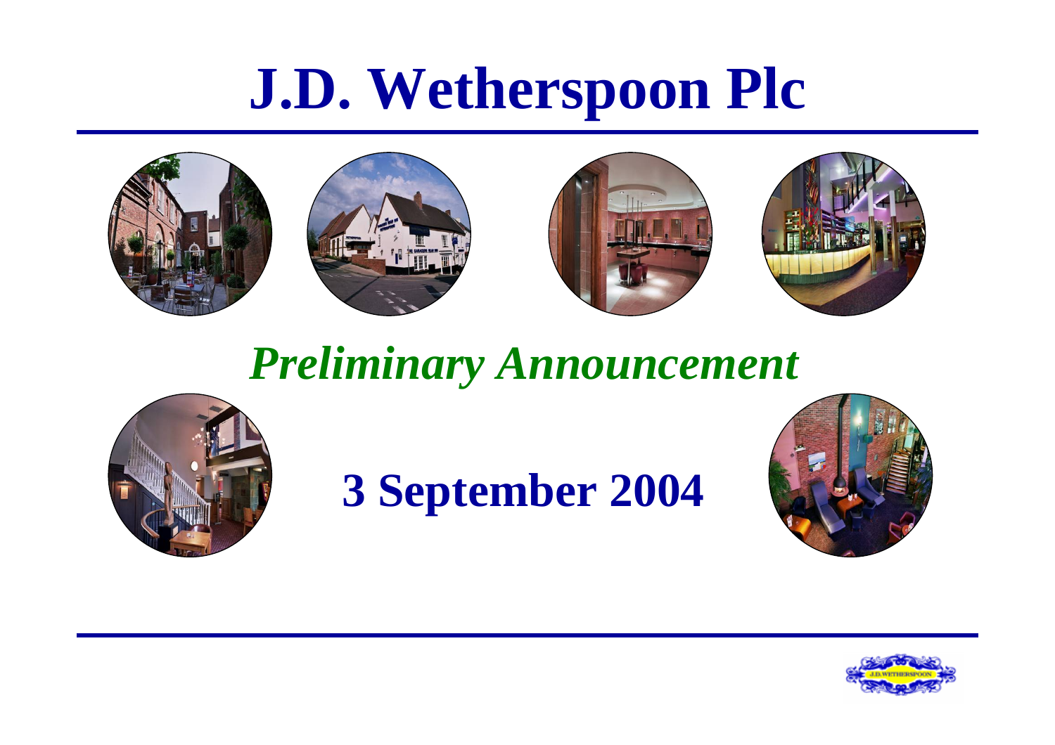# J.D. Wetherspoon Plc

## *Preliminary Announcement*

## 3 September 2004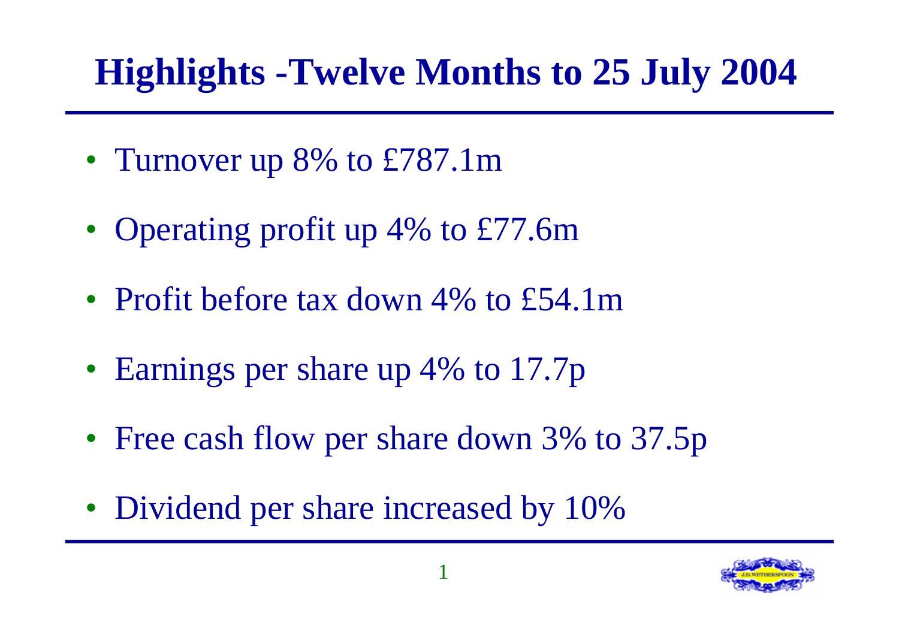# Highlights -Twelve Months to 25 July 2004

- Turnover up 8% to £787.1m
- Operating profit up 4% to £77.6m
- Profit before tax down 4% to £54.1m
- Earnings per share up 4% to 17.7p
- Free cash flow per share down 3% to 37.5p
- Dividend per share increased by 10%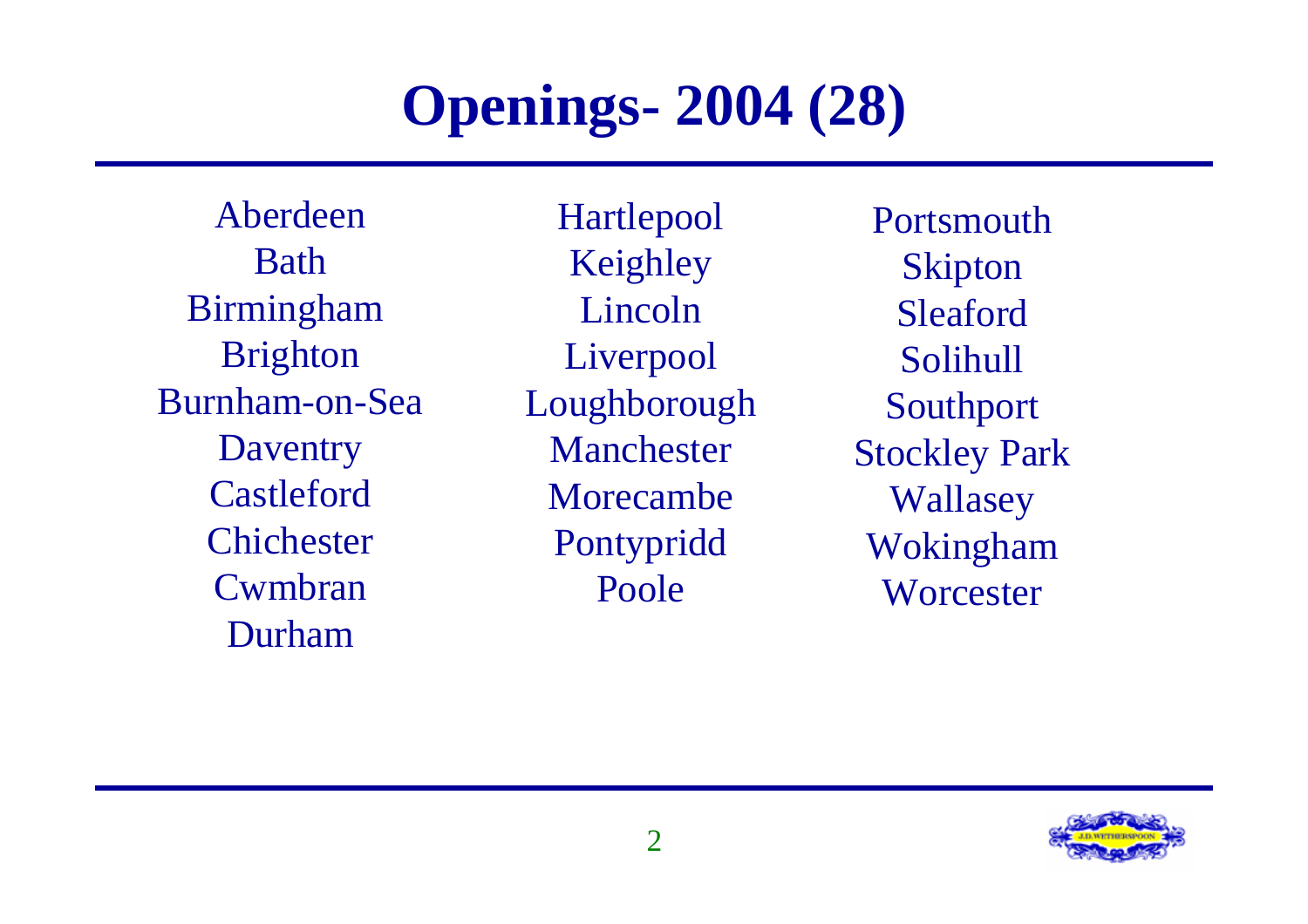# Openings- 2004 (28)

Aberdeen
Bath
Birmingham
Brighton
Burnham-on-Sea
Daventry
Castleford
Chichester
Cwmbran
Durham

Hartlepool
Keighley
Lincoln
Liverpool
Loughborough
Manchester
Morecambe
Pontypridd
Poole

Portsmouth
Skipton
Sleaford
Solihull
Southport
Stockley Park
Wallasey
Wokingham
Worcester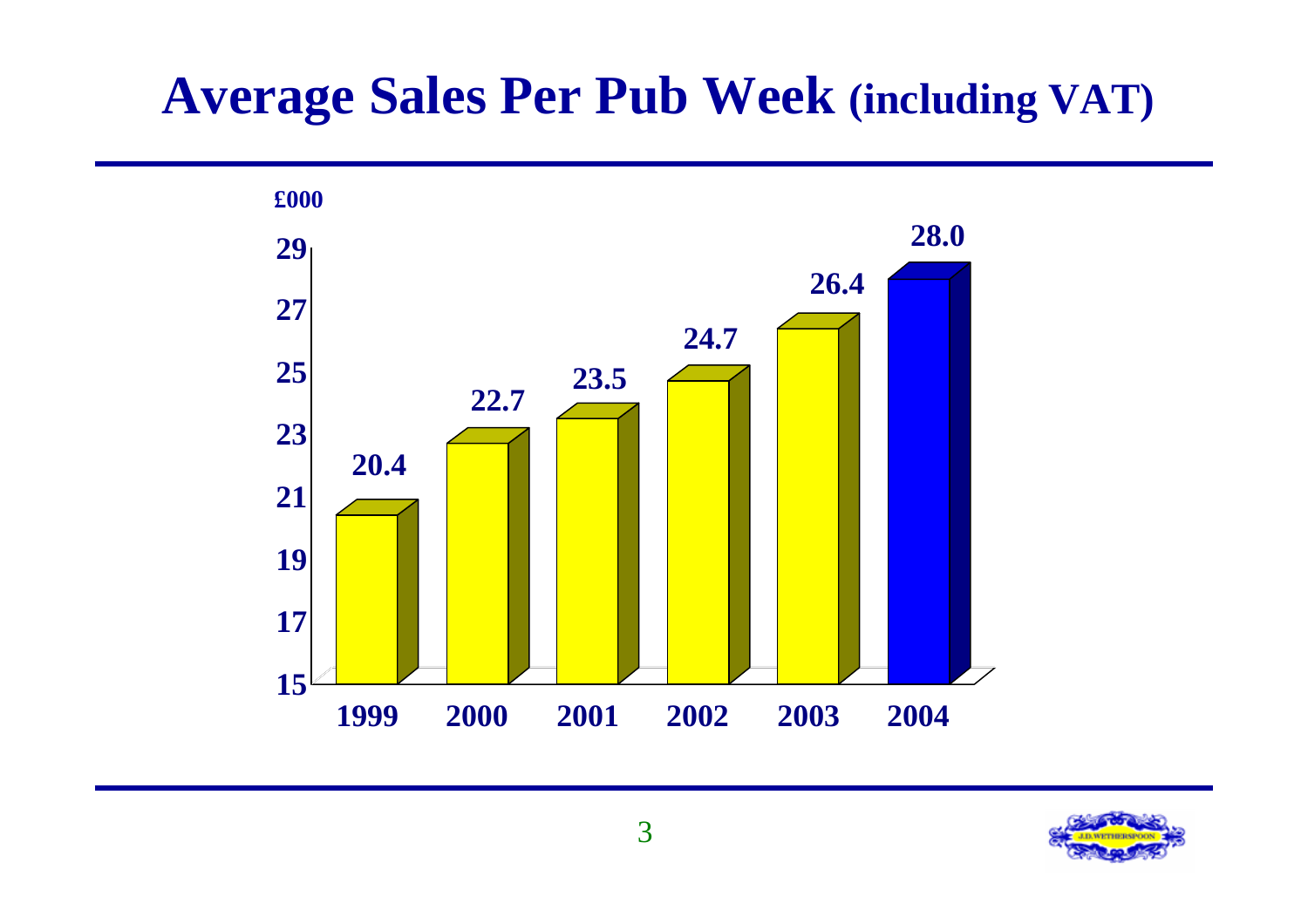# Average Sales Per Pub Week (including VAT)

£000

| Year | Sales (£000) |
|---|---|
| 1999 | 20.4 |
| 2000 | 22.7 |
| 2001 | 23.5 |
| 2002 | 24.7 |
| 2003 | 26.4 |
| 2004 | 28.0 |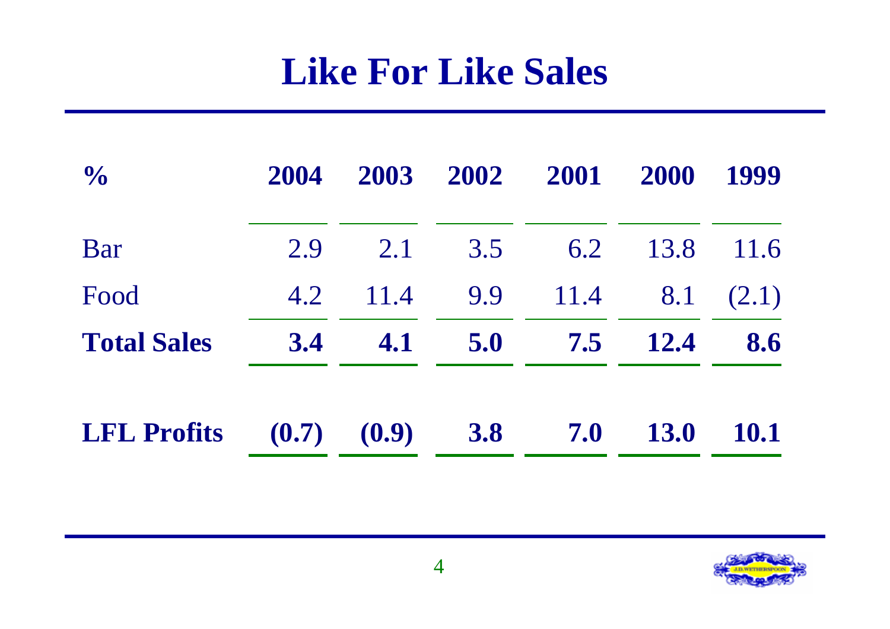# Like For Like Sales

| % | 2004 | 2003 | 2002 | 2001 | 2000 | 1999 |
|---|---|---|---|---|---|---|
| Bar | 2.9 | 2.1 | 3.5 | 6.2 | 13.8 | 11.6 |
| Food | 4.2 | 11.4 | 9.9 | 11.4 | 8.1 | (2.1) |
| **Total Sales** | **3.4** | **4.1** | **5.0** | **7.5** | **12.4** | **8.6** |
| **LFL Profits** | **(0.7)** | **(0.9)** | **3.8** | **7.0** | **13.0** | **10.1** |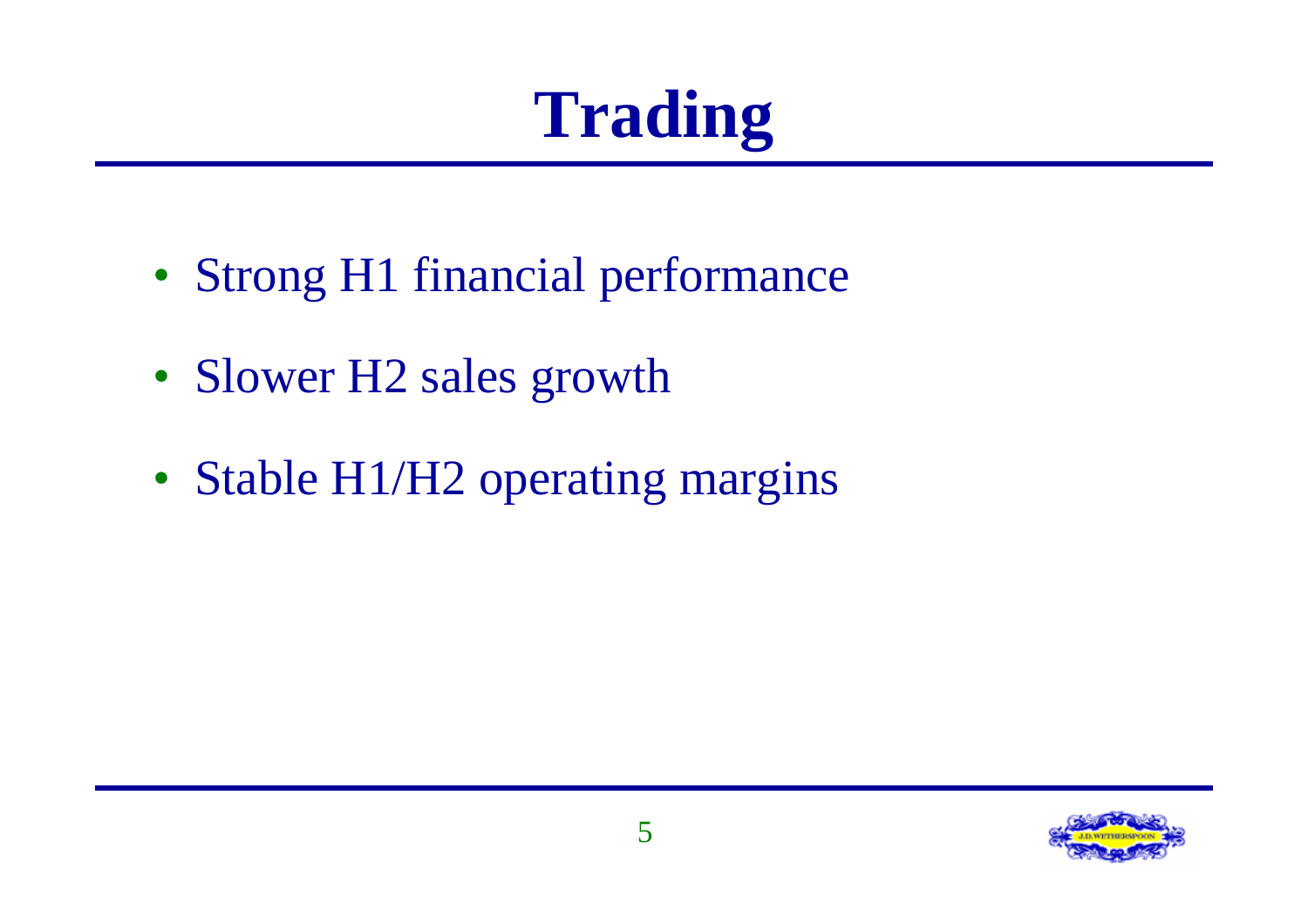# Trading

- Strong H1 financial performance
- Slower H2 sales growth
- Stable H1/H2 operating margins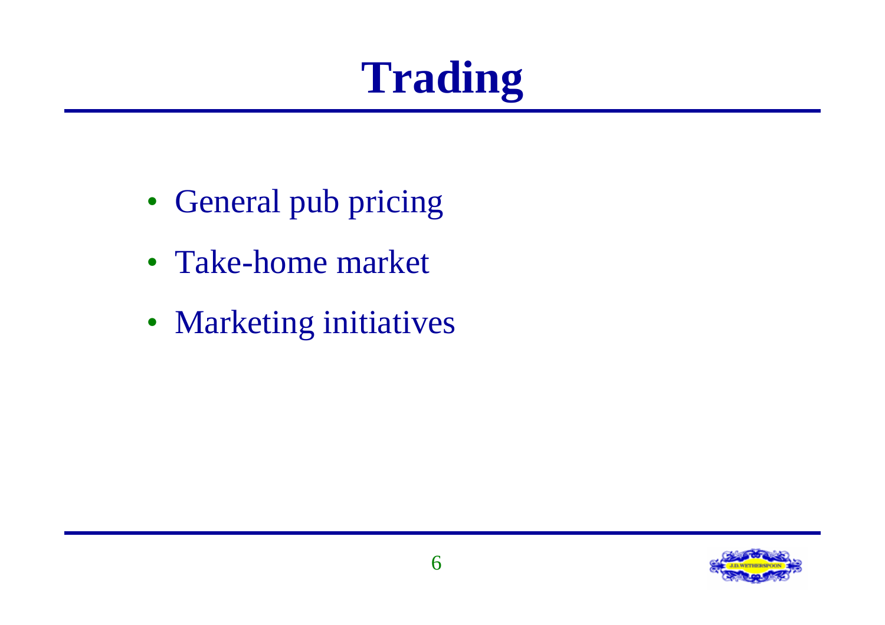# Trading

- General pub pricing
- Take-home market
- Marketing initiatives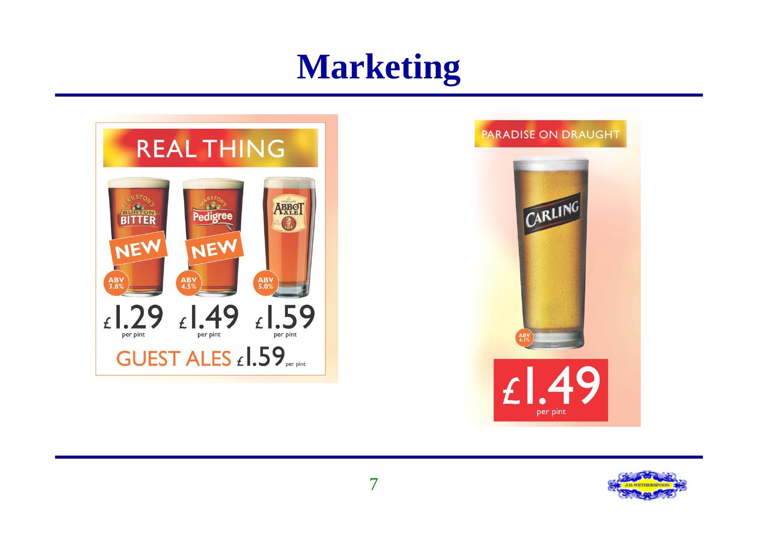# Marketing

REAL THING

| | | |
|---|---|---|
| Marston's Burton Bitter — NEW — ABV 3.8% | Marston's Pedigree — NEW — ABV 4.5% | Abbot Ale — ABV 5.0% |
| £1.29 per pint | £1.49 per pint | £1.59 per pint |

GUEST ALES £1.59 per pint

PARADISE ON DRAUGHT

Carling — ABV 4.1%

£1.49 per pint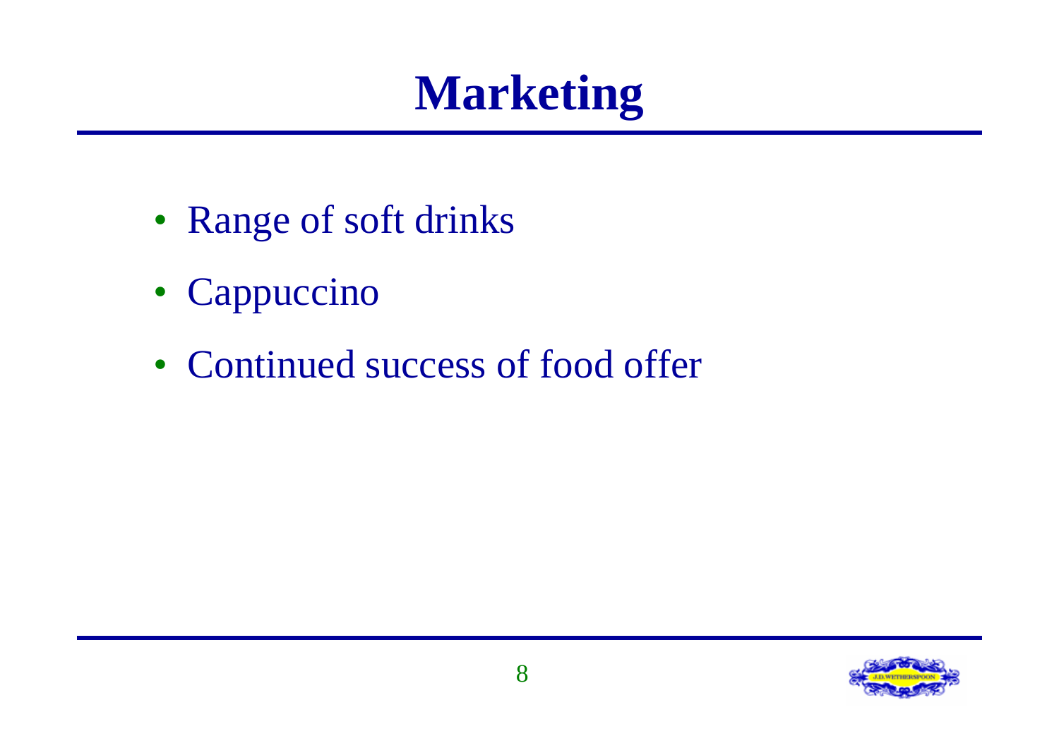# Marketing

- Range of soft drinks
- Cappuccino
- Continued success of food offer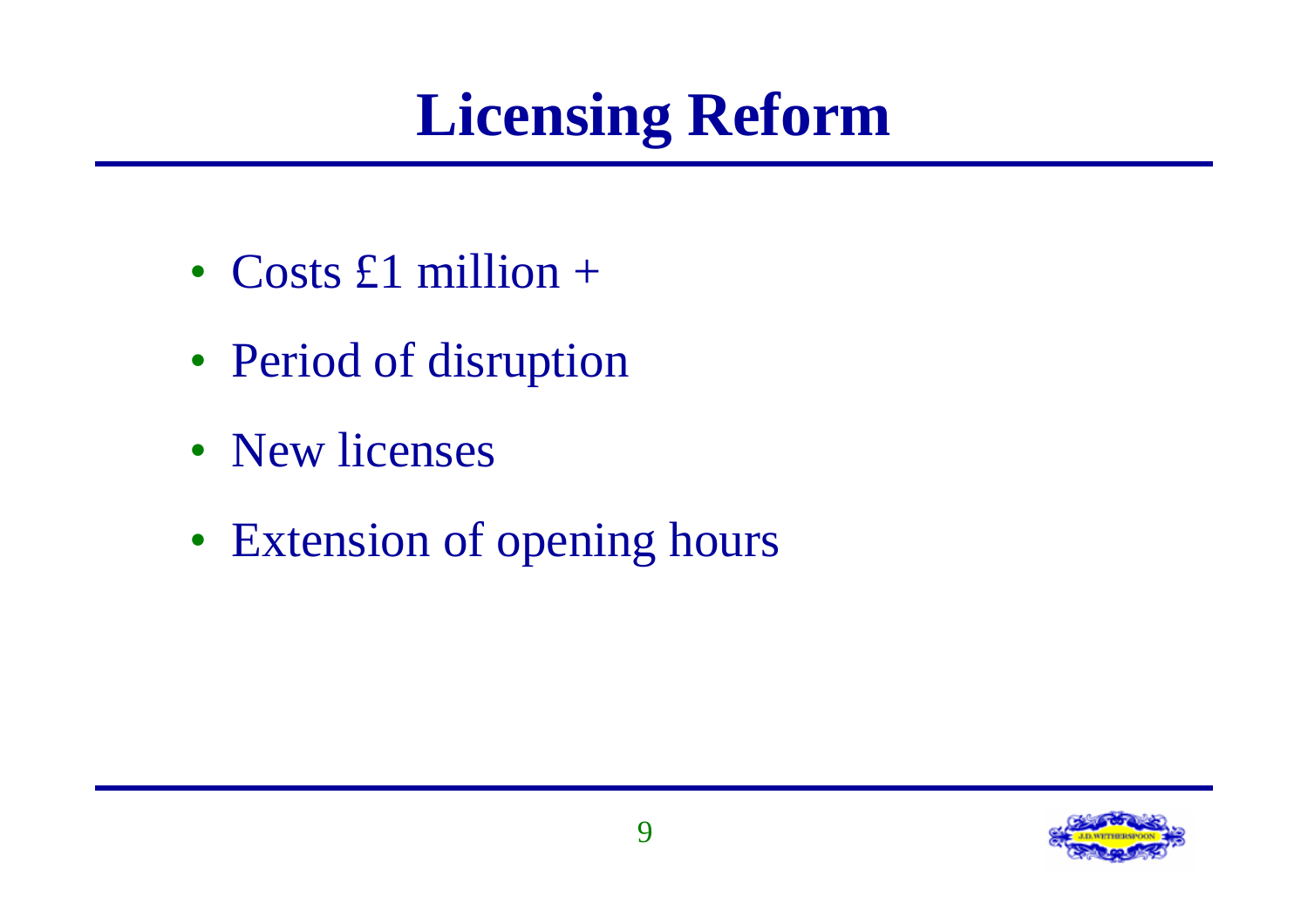# Licensing Reform

- Costs £1 million +
- Period of disruption
- New licenses
- Extension of opening hours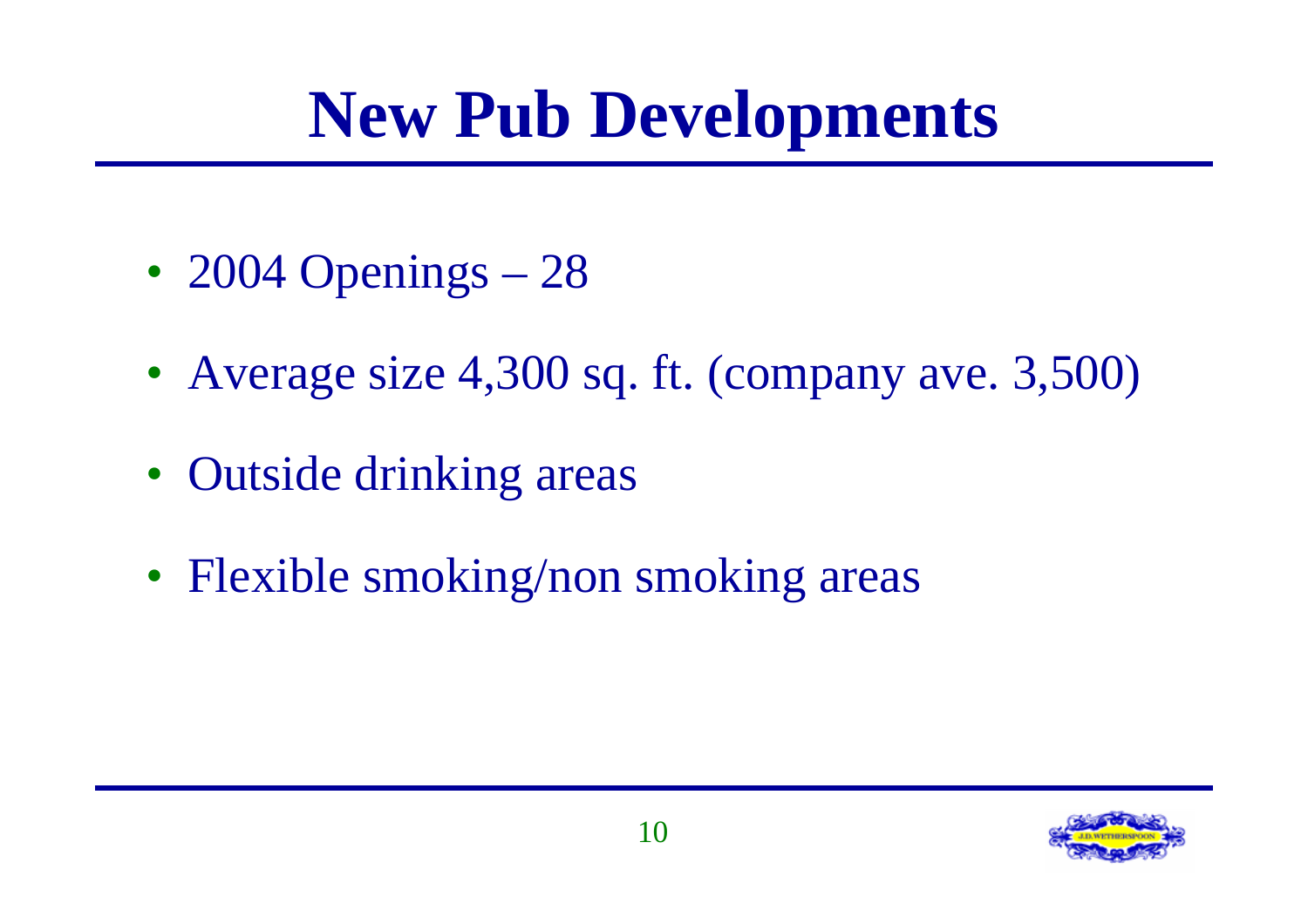# New Pub Developments

- 2004 Openings – 28
- Average size 4,300 sq. ft. (company ave. 3,500)
- Outside drinking areas
- Flexible smoking/non smoking areas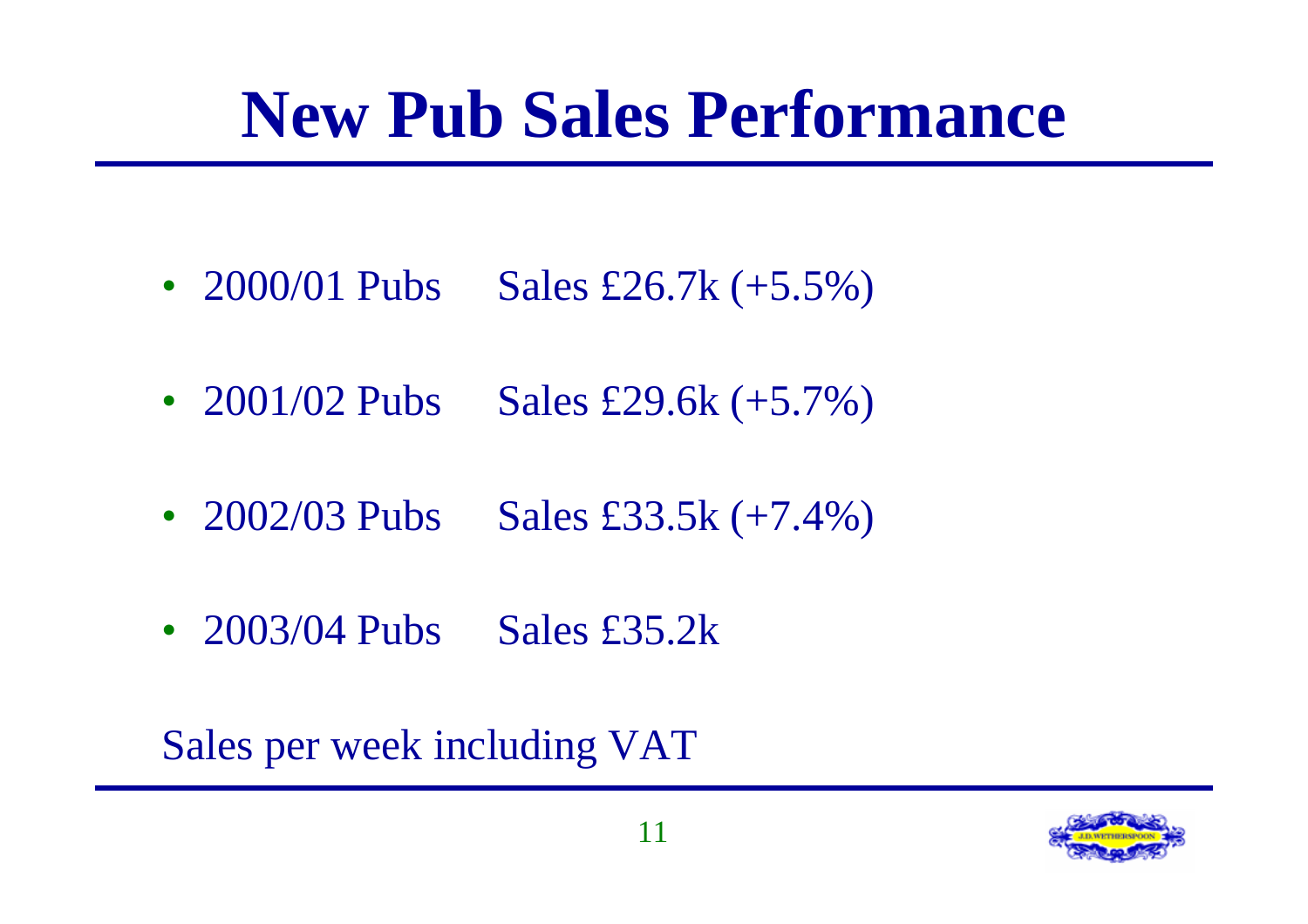# New Pub Sales Performance

- 2000/01 Pubs Sales £26.7k (+5.5%)
- 2001/02 Pubs Sales £29.6k (+5.7%)
- 2002/03 Pubs Sales £33.5k (+7.4%)
- 2003/04 Pubs Sales £35.2k

Sales per week including VAT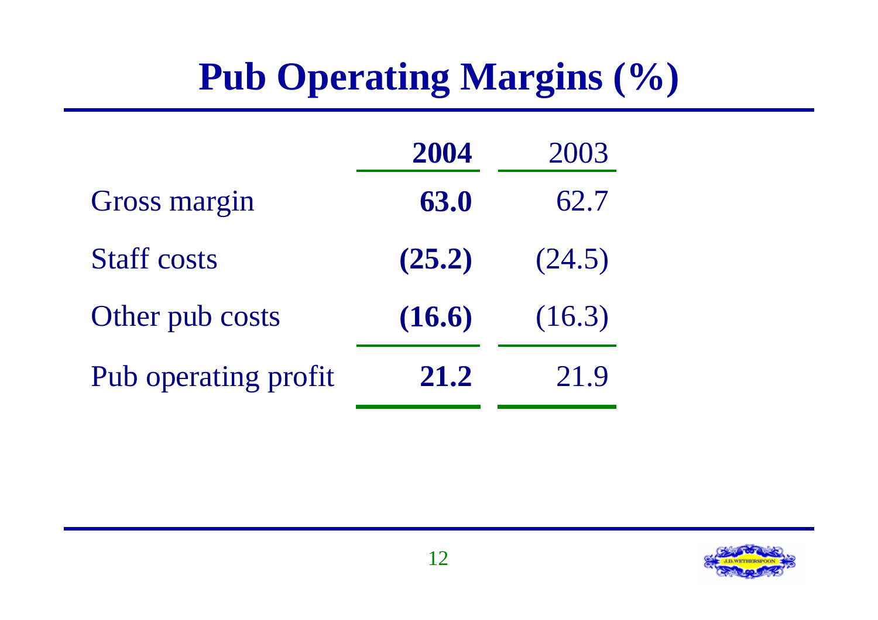# Pub Operating Margins (%)

| | **2004** | 2003 |
|---|---|---|
| Gross margin | **63.0** | 62.7 |
| Staff costs | **(25.2)** | (24.5) |
| Other pub costs | **(16.6)** | (16.3) |
| Pub operating profit | **21.2** | 21.9 |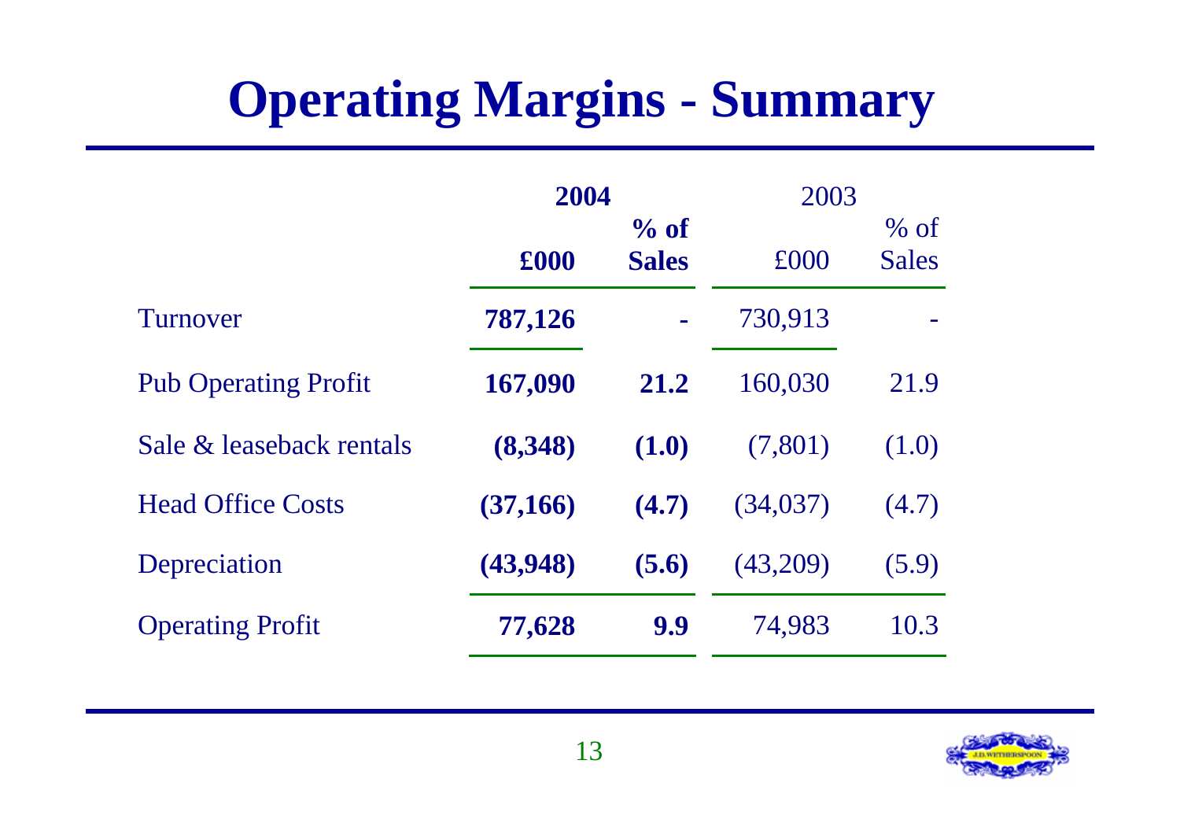# Operating Margins - Summary

| | 2004 | | 2003 | |
|---|---|---|---|---|
| | £000 | % of Sales | £000 | % of Sales |
| Turnover | **787,126** | - | 730,913 | - |
| Pub Operating Profit | **167,090** | **21.2** | 160,030 | 21.9 |
| Sale & leaseback rentals | **(8,348)** | **(1.0)** | (7,801) | (1.0) |
| Head Office Costs | **(37,166)** | **(4.7)** | (34,037) | (4.7) |
| Depreciation | **(43,948)** | **(5.6)** | (43,209) | (5.9) |
| Operating Profit | **77,628** | **9.9** | 74,983 | 10.3 |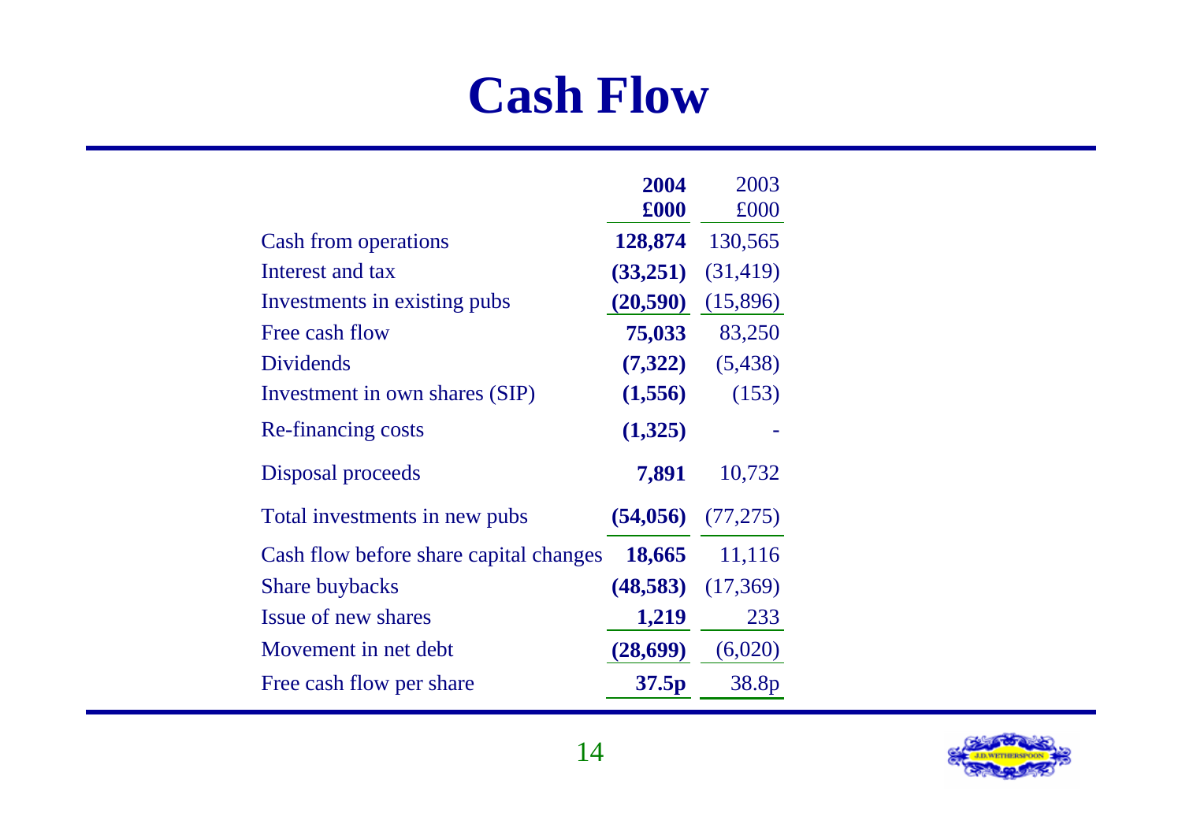# Cash Flow

| | 2004 £000 | 2003 £000 |
|---|---|---|
| Cash from operations | **128,874** | 130,565 |
| Interest and tax | **(33,251)** | (31,419) |
| Investments in existing pubs | **(20,590)** | (15,896) |
| Free cash flow | **75,033** | 83,250 |
| Dividends | **(7,322)** | (5,438) |
| Investment in own shares (SIP) | **(1,556)** | (153) |
| Re-financing costs | **(1,325)** | - |
| Disposal proceeds | **7,891** | 10,732 |
| Total investments in new pubs | **(54,056)** | (77,275) |
| Cash flow before share capital changes | **18,665** | 11,116 |
| Share buybacks | **(48,583)** | (17,369) |
| Issue of new shares | **1,219** | 233 |
| Movement in net debt | **(28,699)** | (6,020) |
| Free cash flow per share | **37.5p** | 38.8p |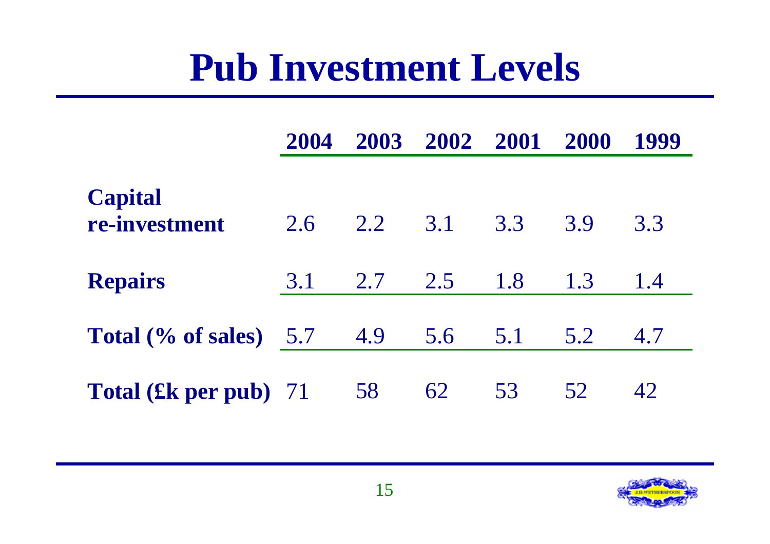# Pub Investment Levels

| | 2004 | 2003 | 2002 | 2001 | 2000 | 1999 |
|---|---|---|---|---|---|---|
| **Capital re-investment** | 2.6 | 2.2 | 3.1 | 3.3 | 3.9 | 3.3 |
| **Repairs** | 3.1 | 2.7 | 2.5 | 1.8 | 1.3 | 1.4 |
| **Total (% of sales)** | 5.7 | 4.9 | 5.6 | 5.1 | 5.2 | 4.7 |
| **Total (£k per pub)** | 71 | 58 | 62 | 53 | 52 | 42 |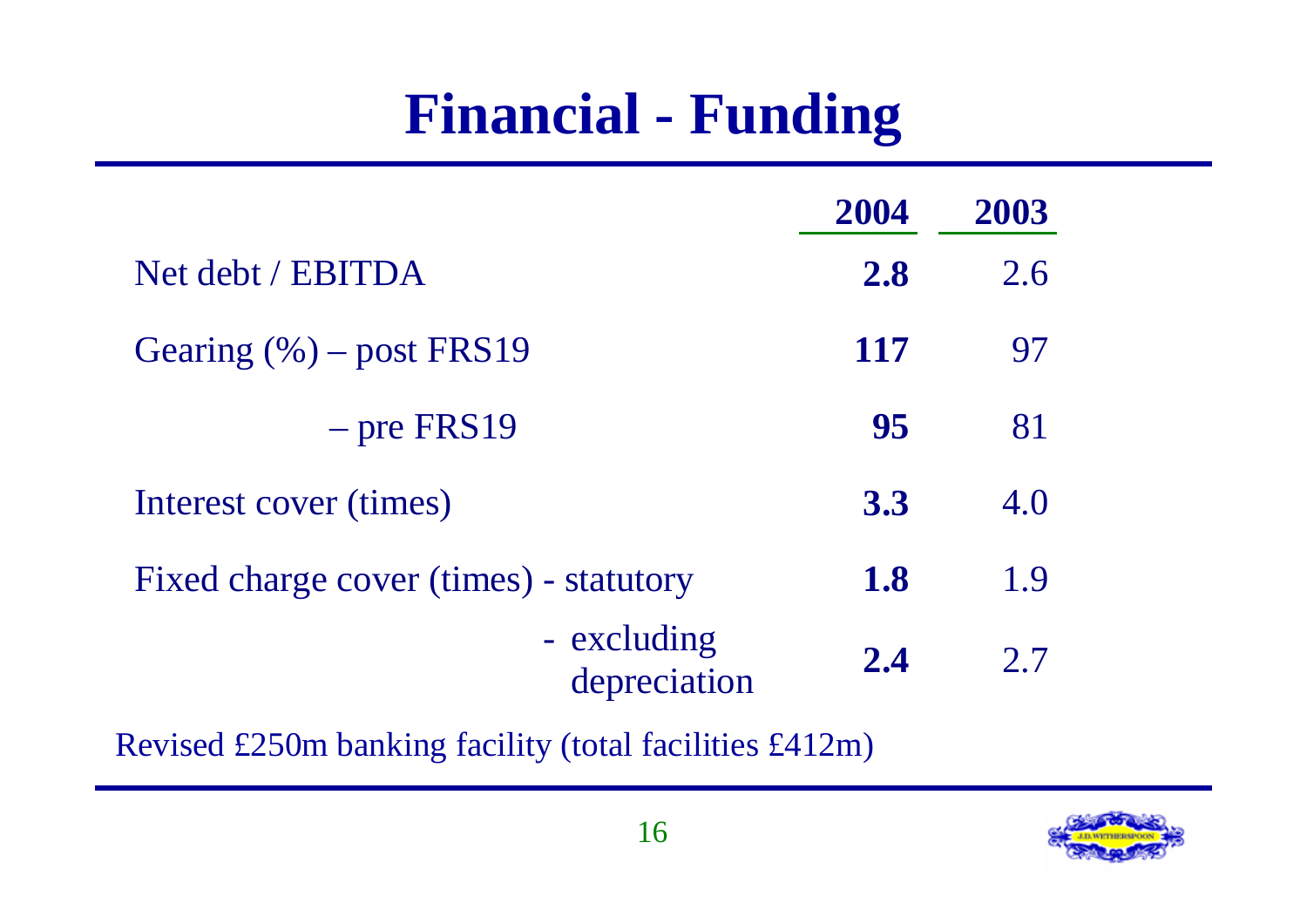# Financial - Funding

| | 2004 | 2003 |
|---|---|---|
| Net debt / EBITDA | **2.8** | 2.6 |
| Gearing (%) – post FRS19 | **117** | 97 |
| – pre FRS19 | **95** | 81 |
| Interest cover (times) | **3.3** | 4.0 |
| Fixed charge cover (times) - statutory | **1.8** | 1.9 |
| - excluding depreciation | **2.4** | 2.7 |

Revised £250m banking facility (total facilities £412m)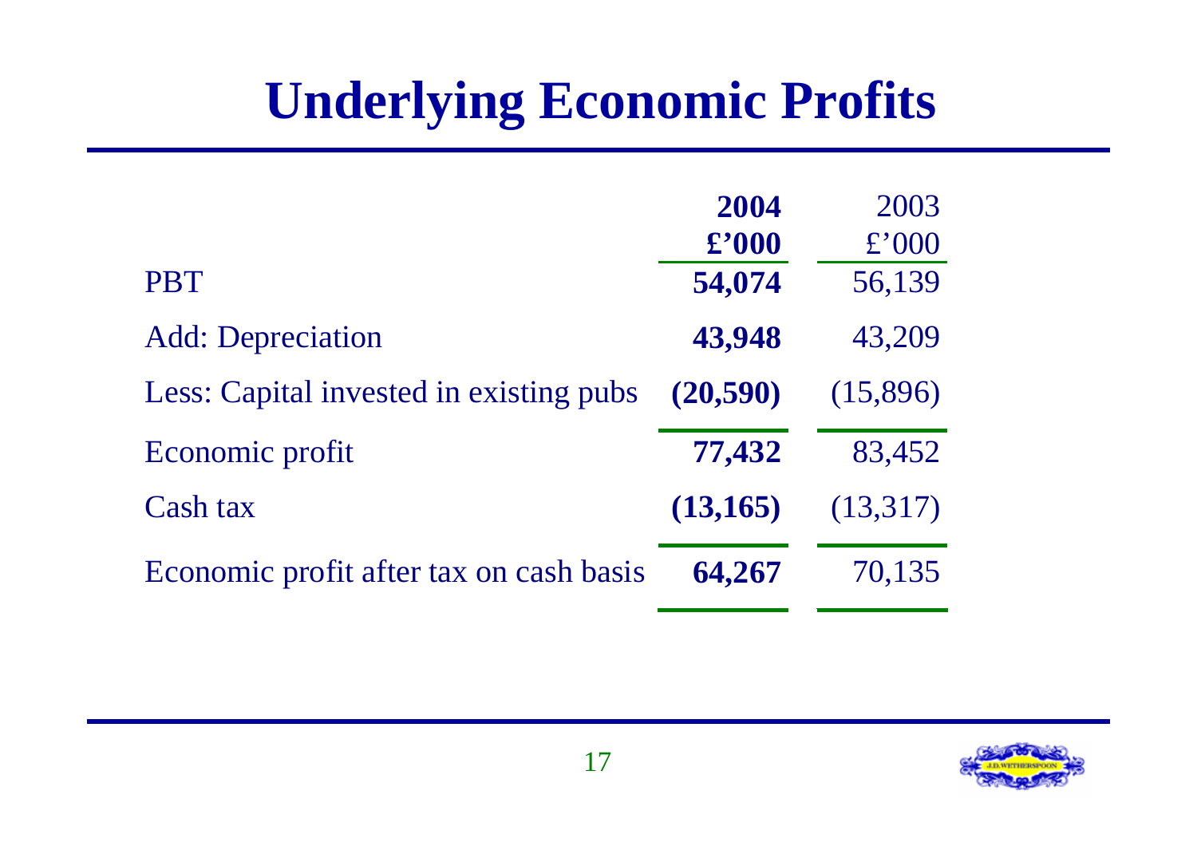# Underlying Economic Profits

| | **2004** **£'000** | 2003 £'000 |
|---|---|---|
| PBT | **54,074** | 56,139 |
| Add: Depreciation | **43,948** | 43,209 |
| Less: Capital invested in existing pubs | **(20,590)** | (15,896) |
| Economic profit | **77,432** | 83,452 |
| Cash tax | **(13,165)** | (13,317) |
| Economic profit after tax on cash basis | **64,267** | 70,135 |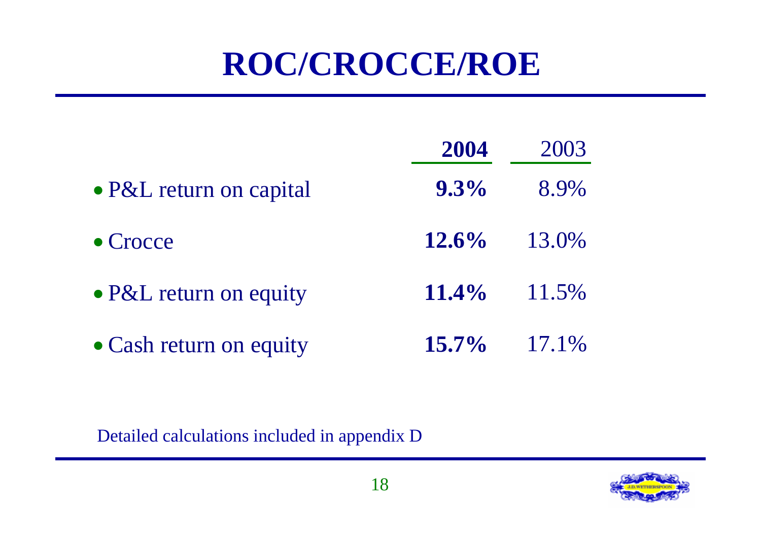# ROC/CROCCE/ROE

| | **2004** | 2003 |
|---|---|---|
| • P&L return on capital | **9.3%** | 8.9% |
| • Crocce | **12.6%** | 13.0% |
| • P&L return on equity | **11.4%** | 11.5% |
| • Cash return on equity | **15.7%** | 17.1% |

Detailed calculations included in appendix D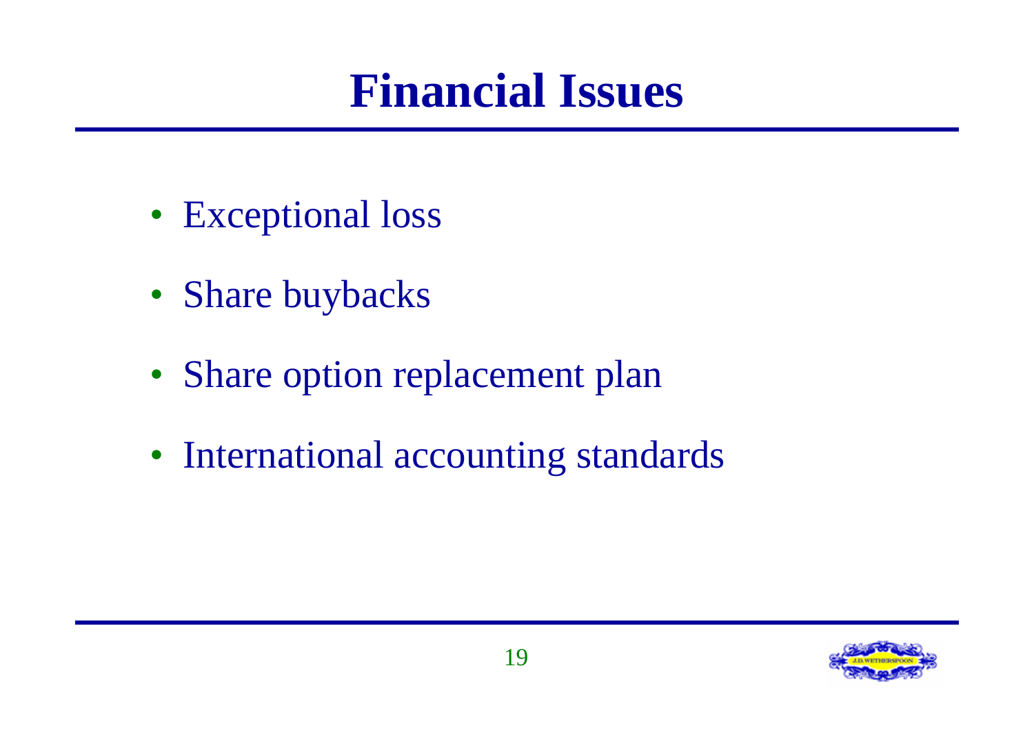# Financial Issues

- Exceptional loss
- Share buybacks
- Share option replacement plan
- International accounting standards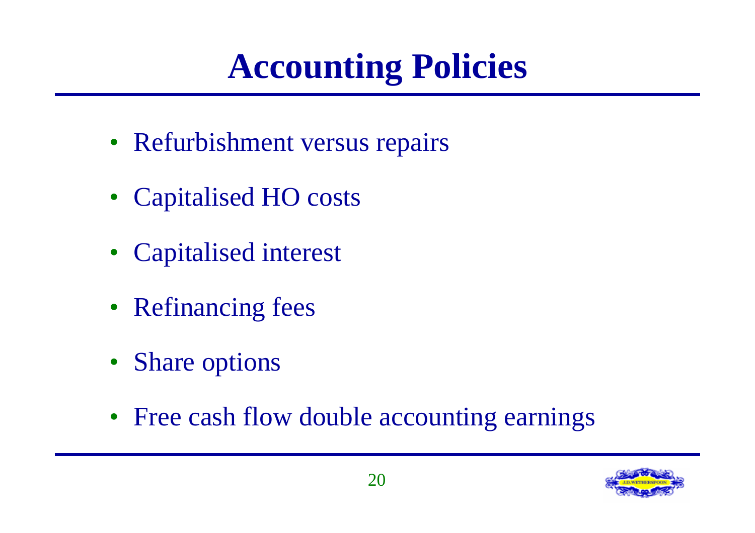# Accounting Policies

- Refurbishment versus repairs
- Capitalised HO costs
- Capitalised interest
- Refinancing fees
- Share options
- Free cash flow double accounting earnings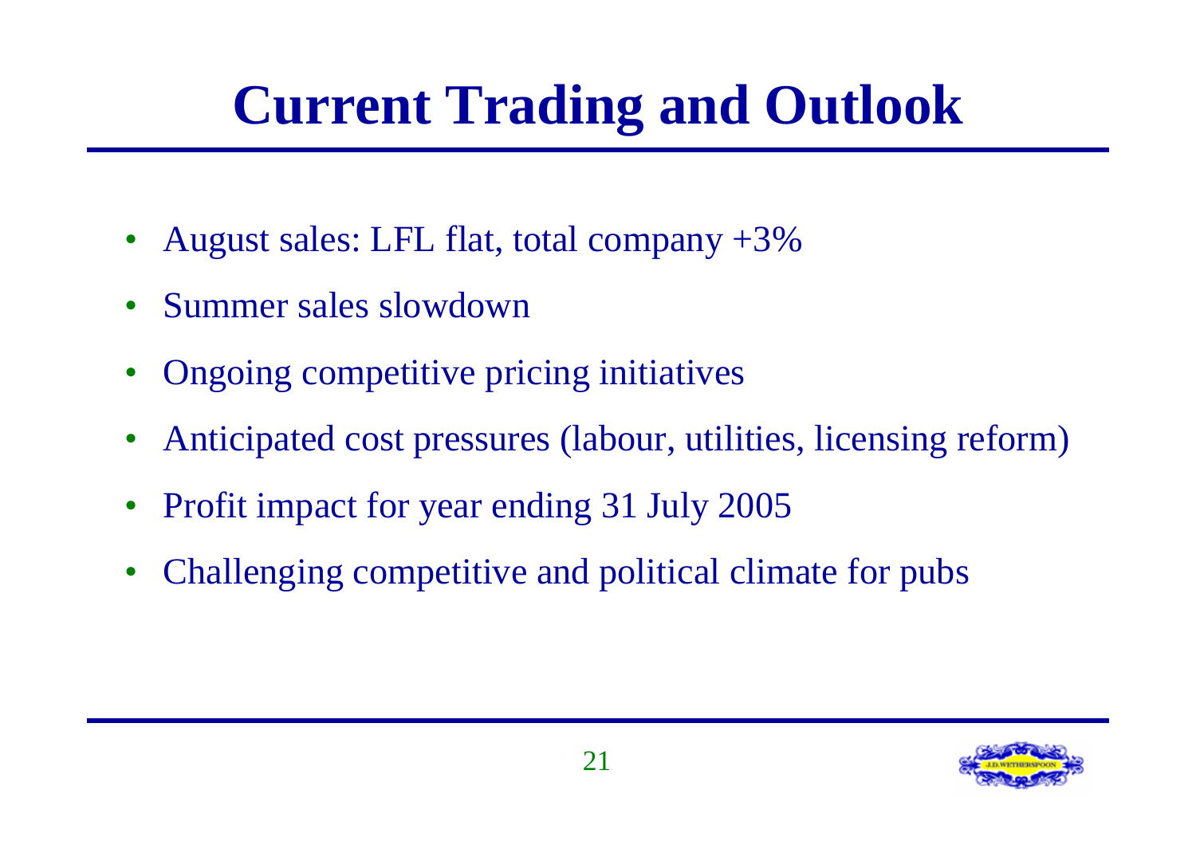# Current Trading and Outlook

- August sales: LFL flat, total company +3%
- Summer sales slowdown
- Ongoing competitive pricing initiatives
- Anticipated cost pressures (labour, utilities, licensing reform)
- Profit impact for year ending 31 July 2005
- Challenging competitive and political climate for pubs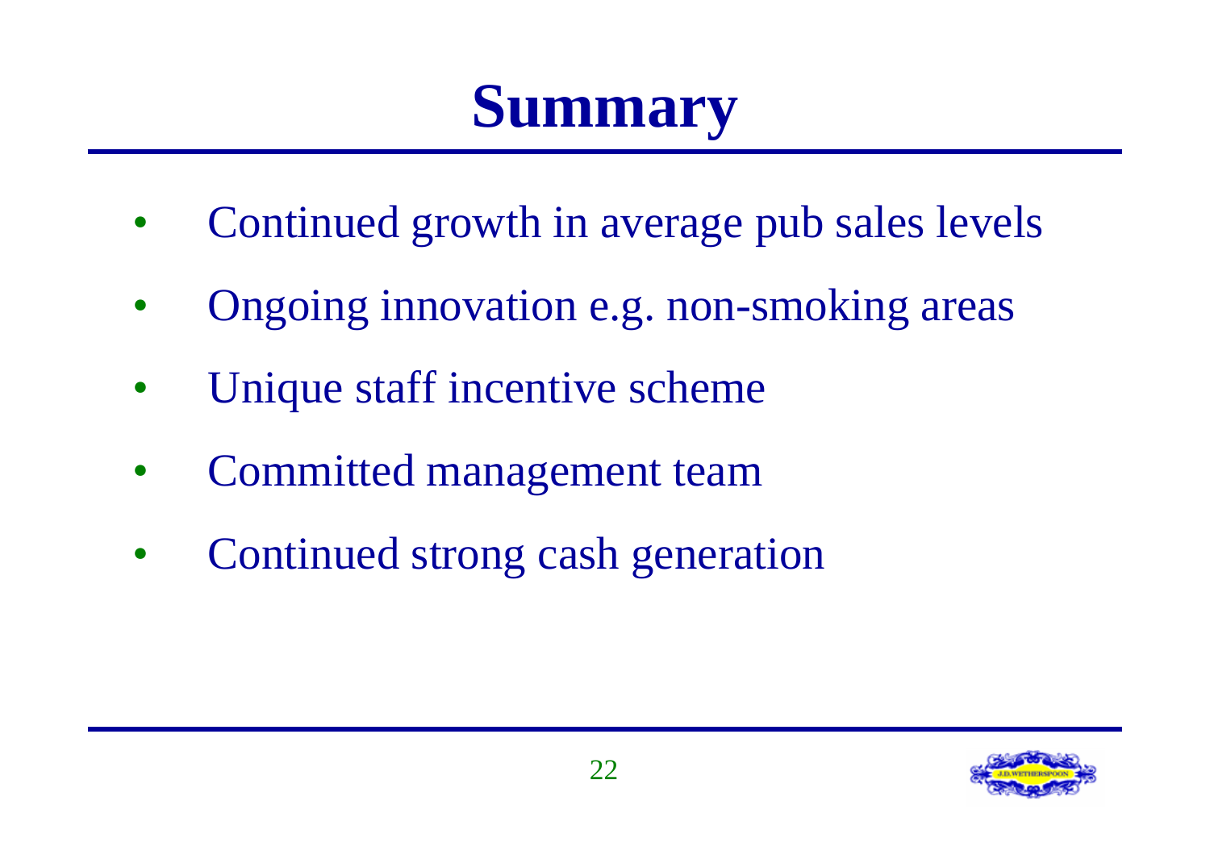# Summary

- Continued growth in average pub sales levels
- Ongoing innovation e.g. non-smoking areas
- Unique staff incentive scheme
- Committed management team
- Continued strong cash generation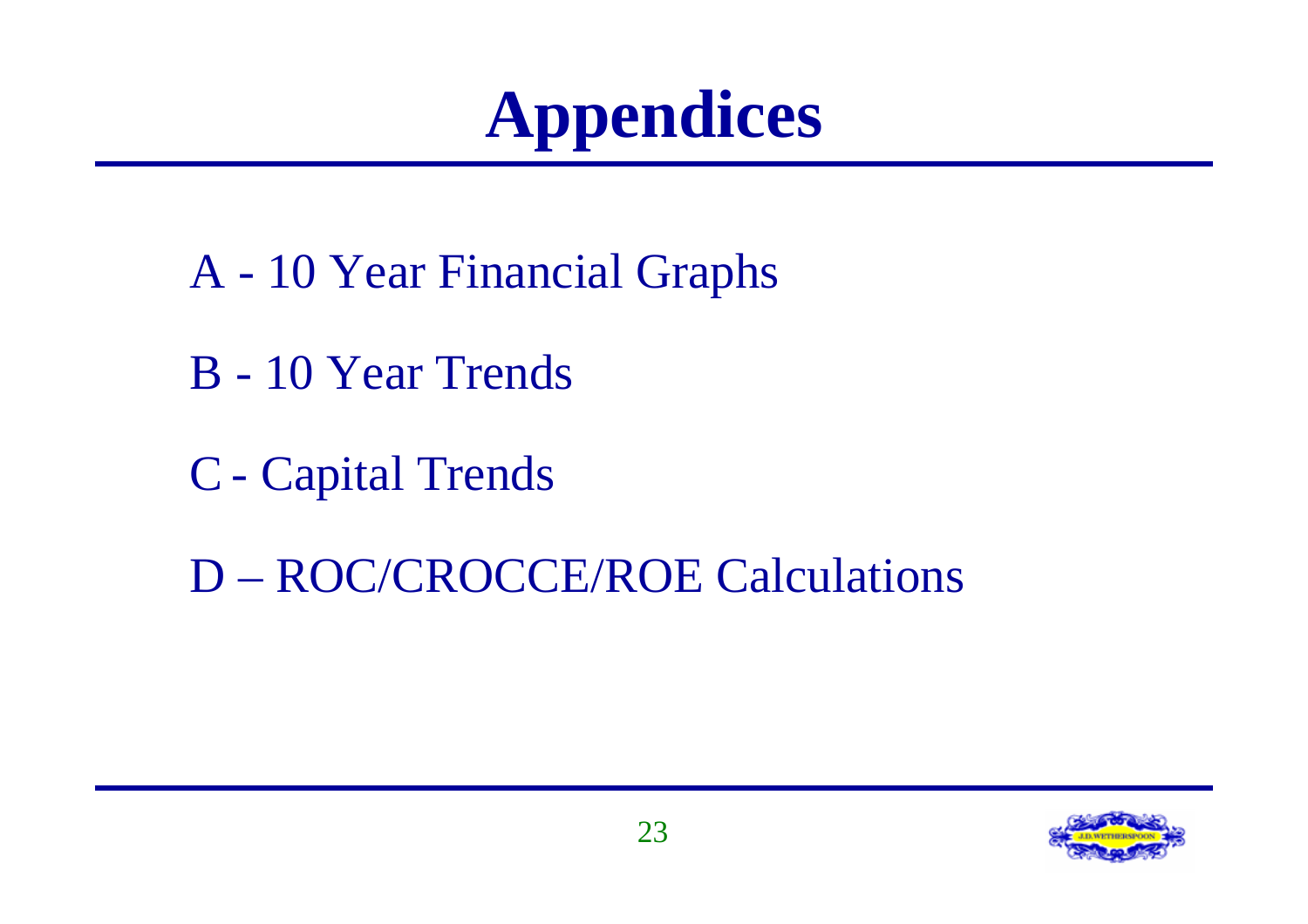# Appendices

A - 10 Year Financial Graphs

B - 10 Year Trends

C - Capital Trends

D – ROC/CROCCE/ROE Calculations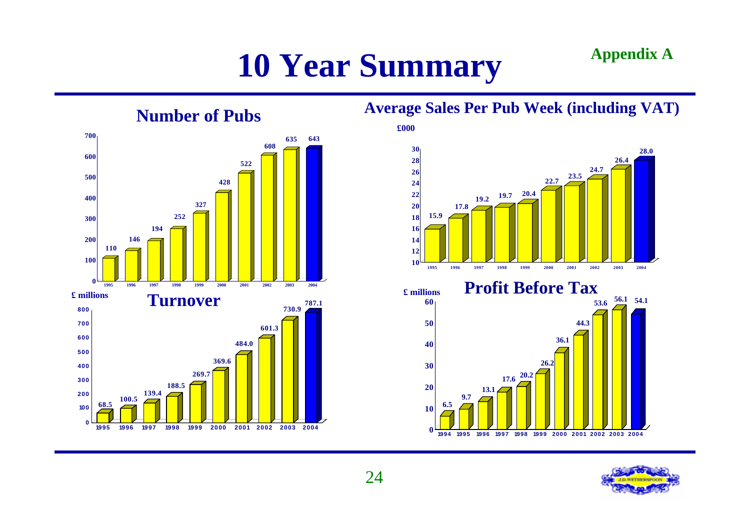# 10 Year Summary

**Appendix A**

## Number of Pubs

| Year | 1995 | 1996 | 1997 | 1998 | 1999 | 2000 | 2001 | 2002 | 2003 | 2004 |
|---|---|---|---|---|---|---|---|---|---|---|
| Number of Pubs | 110 | 146 | 194 | 252 | 327 | 428 | 522 | 608 | 635 | 643 |

## Average Sales Per Pub Week (including VAT)

£000

| Year | 1995 | 1996 | 1997 | 1998 | 1999 | 2000 | 2001 | 2002 | 2003 | 2004 |
|---|---|---|---|---|---|---|---|---|---|---|
| Average Sales Per Pub Week | 15.9 | 17.8 | 19.2 | 19.7 | 20.4 | 22.7 | 23.5 | 24.7 | 26.4 | 28.0 |

## Turnover

£ millions

| Year | 1995 | 1996 | 1997 | 1998 | 1999 | 2000 | 2001 | 2002 | 2003 | 2004 |
|---|---|---|---|---|---|---|---|---|---|---|
| Turnover | 68.5 | 100.5 | 139.4 | 188.5 | 269.7 | 369.6 | 484.0 | 601.3 | 730.9 | 787.1 |

## Profit Before Tax

£ millions

| Year | 1994 | 1995 | 1996 | 1997 | 1998 | 1999 | 2000 | 2001 | 2002 | 2003 | 2004 |
|---|---|---|---|---|---|---|---|---|---|---|---|
| Profit Before Tax | 6.5 | 9.7 | 13.1 | 17.6 | 20.2 | 26.2 | 36.1 | 44.3 | 53.6 | 56.1 | 54.1 |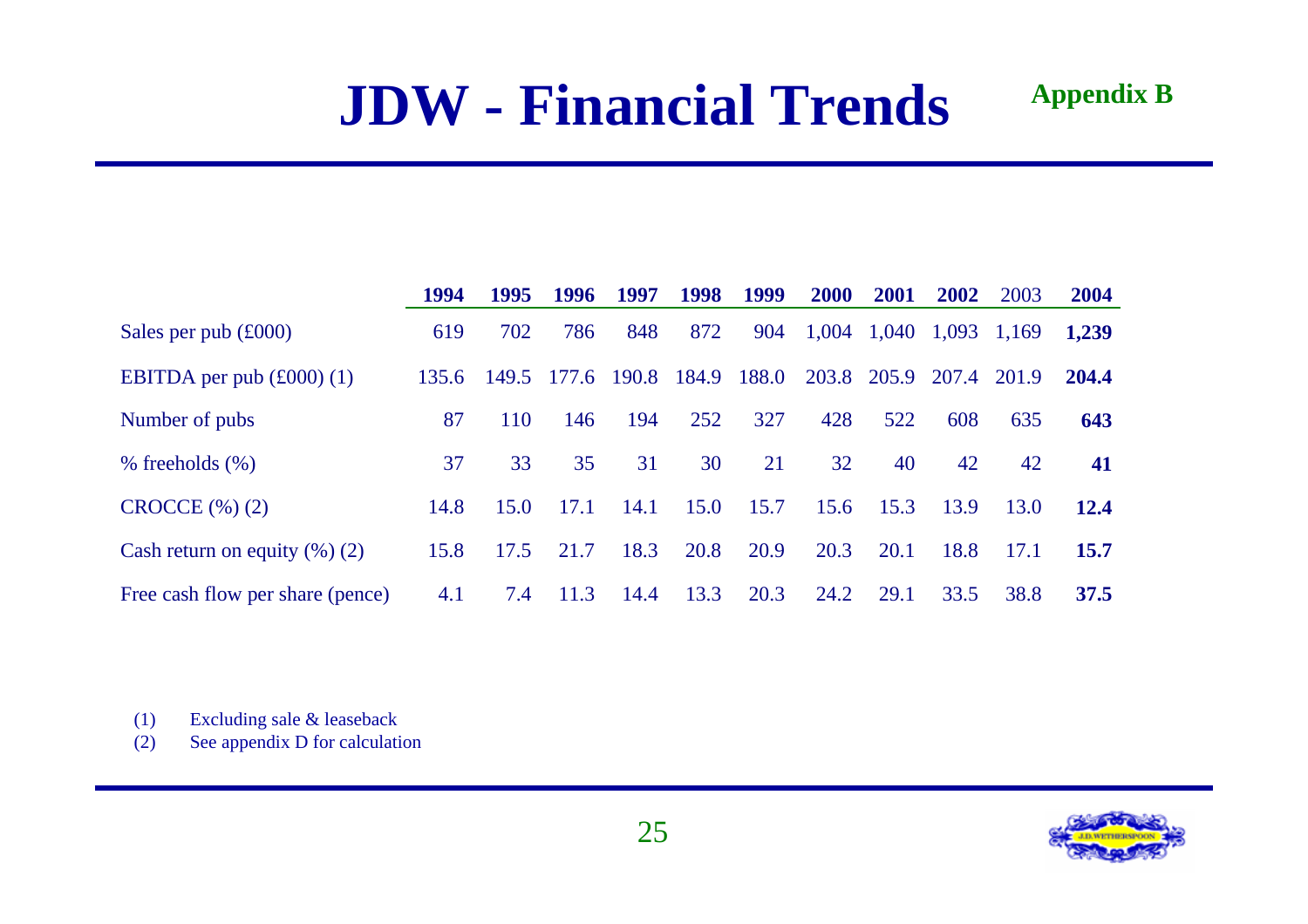# JDW - Financial Trends

**Appendix B**

| | **1994** | **1995** | **1996** | **1997** | **1998** | **1999** | **2000** | **2001** | **2002** | 2003 | **2004** |
|---|---|---|---|---|---|---|---|---|---|---|---|
| Sales per pub (£000) | 619 | 702 | 786 | 848 | 872 | 904 | 1,004 | 1,040 | 1,093 | 1,169 | **1,239** |
| EBITDA per pub (£000) (1) | 135.6 | 149.5 | 177.6 | 190.8 | 184.9 | 188.0 | 203.8 | 205.9 | 207.4 | 201.9 | **204.4** |
| Number of pubs | 87 | 110 | 146 | 194 | 252 | 327 | 428 | 522 | 608 | 635 | **643** |
| % freeholds (%) | 37 | 33 | 35 | 31 | 30 | 21 | 32 | 40 | 42 | 42 | **41** |
| CROCCE (%) (2) | 14.8 | 15.0 | 17.1 | 14.1 | 15.0 | 15.7 | 15.6 | 15.3 | 13.9 | 13.0 | **12.4** |
| Cash return on equity (%) (2) | 15.8 | 17.5 | 21.7 | 18.3 | 20.8 | 20.9 | 20.3 | 20.1 | 18.8 | 17.1 | **15.7** |
| Free cash flow per share (pence) | 4.1 | 7.4 | 11.3 | 14.4 | 13.3 | 20.3 | 24.2 | 29.1 | 33.5 | 38.8 | **37.5** |

(1) Excluding sale & leaseback
(2) See appendix D for calculation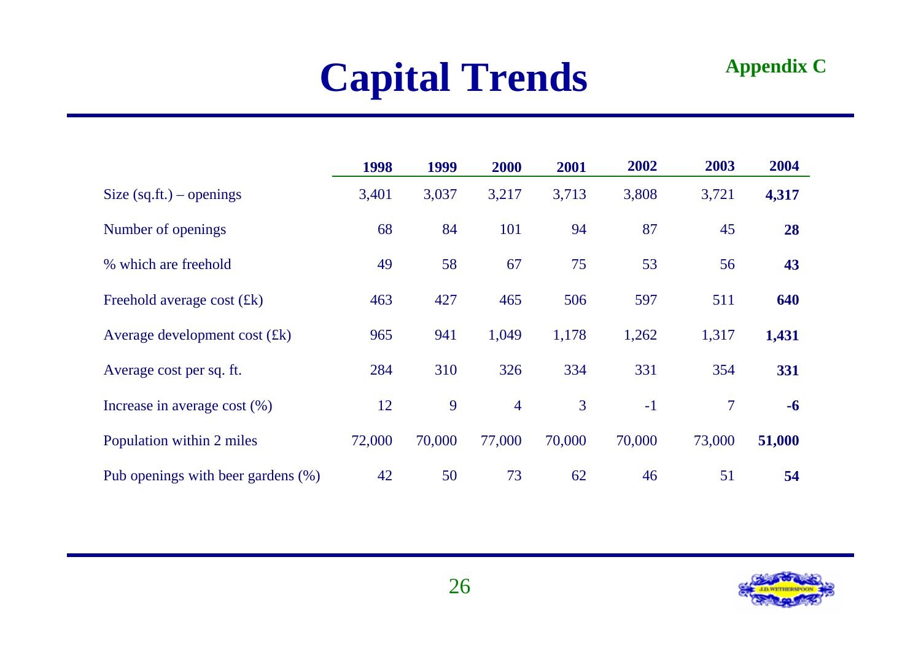# Capital Trends

**Appendix C**

| | 1998 | 1999 | 2000 | 2001 | 2002 | 2003 | 2004 |
|---|---|---|---|---|---|---|---|
| Size (sq.ft.) – openings | 3,401 | 3,037 | 3,217 | 3,713 | 3,808 | 3,721 | **4,317** |
| Number of openings | 68 | 84 | 101 | 94 | 87 | 45 | **28** |
| % which are freehold | 49 | 58 | 67 | 75 | 53 | 56 | **43** |
| Freehold average cost (£k) | 463 | 427 | 465 | 506 | 597 | 511 | **640** |
| Average development cost (£k) | 965 | 941 | 1,049 | 1,178 | 1,262 | 1,317 | **1,431** |
| Average cost per sq. ft. | 284 | 310 | 326 | 334 | 331 | 354 | **331** |
| Increase in average cost (%) | 12 | 9 | 4 | 3 | -1 | 7 | **-6** |
| Population within 2 miles | 72,000 | 70,000 | 77,000 | 70,000 | 70,000 | 73,000 | **51,000** |
| Pub openings with beer gardens (%) | 42 | 50 | 73 | 62 | 46 | 51 | **54** |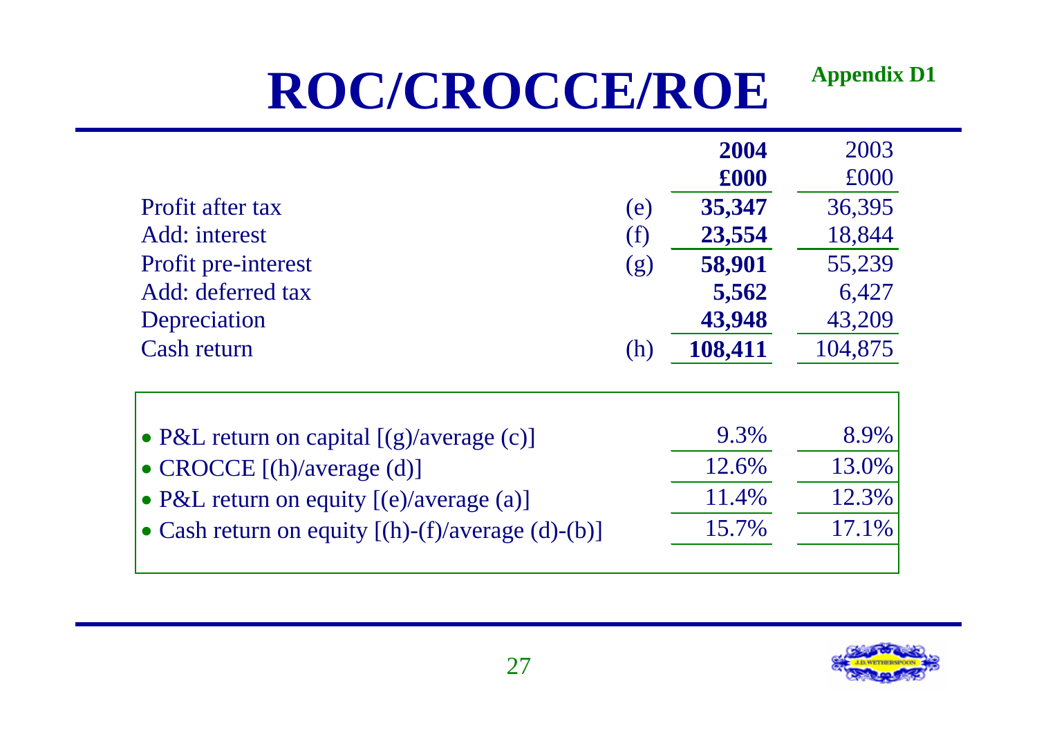# ROC/CROCCE/ROE

**Appendix D1**

| | | **2004** | 2003 |
|---|---|---|---|
| | | **£000** | £000 |
| Profit after tax | (e) | **35,347** | 36,395 |
| Add: interest | (f) | **23,554** | 18,844 |
| Profit pre-interest | (g) | **58,901** | 55,239 |
| Add: deferred tax | | **5,562** | 6,427 |
| Depreciation | | **43,948** | 43,209 |
| Cash return | (h) | **108,411** | 104,875 |

| | 2004 | 2003 |
|---|---|---|
| • P&L return on capital [(g)/average (c)] | 9.3% | 8.9% |
| • CROCCE [(h)/average (d)] | 12.6% | 13.0% |
| • P&L return on equity [(e)/average (a)] | 11.4% | 12.3% |
| • Cash return on equity [(h)-(f)/average (d)-(b)] | 15.7% | 17.1% |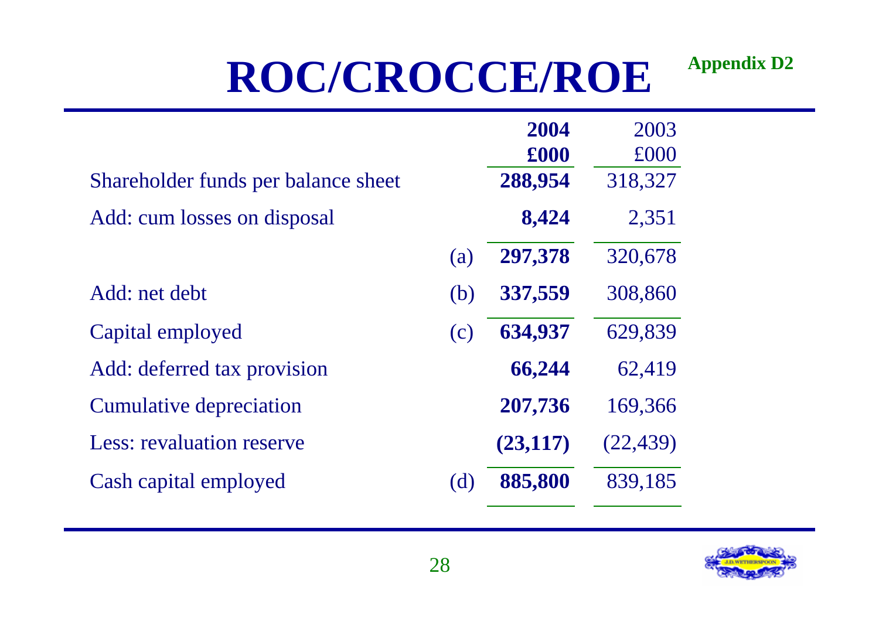# ROC/CROCCE/ROE

**Appendix D2**

| | | **2004** | 2003 |
|---|---|---|---|
| | | **£000** | £000 |
| Shareholder funds per balance sheet | | **288,954** | 318,327 |
| Add: cum losses on disposal | | **8,424** | 2,351 |
| | (a) | **297,378** | 320,678 |
| Add: net debt | (b) | **337,559** | 308,860 |
| Capital employed | (c) | **634,937** | 629,839 |
| Add: deferred tax provision | | **66,244** | 62,419 |
| Cumulative depreciation | | **207,736** | 169,366 |
| Less: revaluation reserve | | **(23,117)** | (22,439) |
| Cash capital employed | (d) | **885,800** | 839,185 |